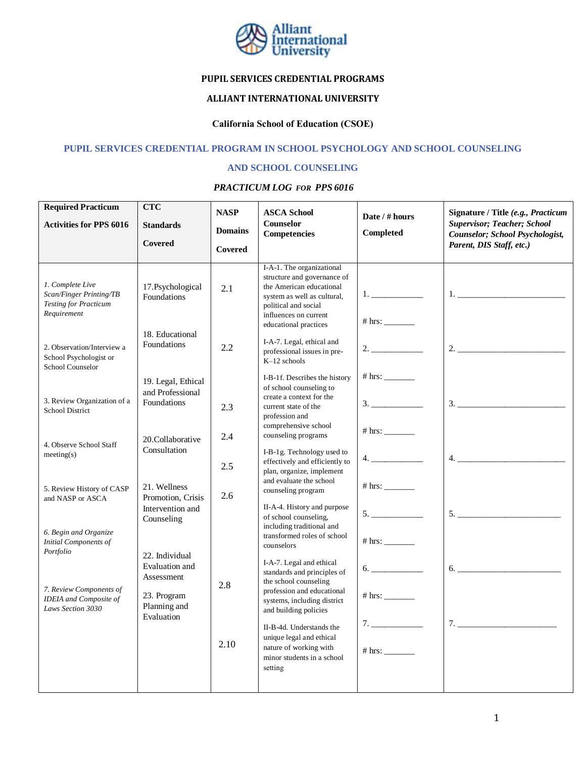**PUPIL SERVICES CREDENTIAL PROGRAMS**

**ALLIANT INTERNATIONAL UNIVERSITY**

**California School of Education (CSOE)**

## PUPIL SERVICES CREDENTIAL PROGRAM IN SCHOOL PSYCHOLOGY AND SCHOOL COUNSELING

## AND SCHOOL COUNSELING

***PRACTICUM LOG FOR PPS 6016***

| **Required Practicum Activities for PPS 6016** | **CTC Standards Covered** | **NASP Domains Covered** | **ASCA School Counselor Competencies** | **Date / # hours Completed** | **Signature / Title *(e.g., Practicum Supervisor; Teacher; School Counselor; School Psychologist, Parent, DIS Staff, etc.)*** |
|---|---|---|---|---|---|
| *1. Complete Live Scan/Finger Printing/TB Testing for Practicum Requirement* | 17.Psychological Foundations | 2.1 | I-A-1. The organizational structure and governance of the American educational system as well as cultural, political and social influences on current educational practices | 1. ____________ # hrs: _______ | 1. ________________________ |
| 2. Observation/Interview a School Psychologist or School Counselor | 18. Educational Foundations | 2.2 | I-A-7. Legal, ethical and professional issues in pre-K–12 schools | 2. ____________ # hrs: _______ | 2. ________________________ |
| 3. Review Organization of a School District | 19. Legal, Ethical and Professional Foundations | 2.3 | I-B-1f. Describes the history of school counseling to create a context for the current state of the profession and comprehensive school counseling programs | 3. ____________ # hrs: _______ | 3. ________________________ |
| 4. Observe School Staff meeting(s) | 20.Collaborative Consultation | 2.4 | I-B-1g. Technology used to effectively and efficiently to plan, organize, implement and evaluate the school counseling program | 4. ____________ # hrs: _______ | 4. ________________________ |
| 5. Review History of CASP and NASP or ASCA | 21. Wellness Promotion, Crisis Intervention and Counseling | 2.5 | II-A-4. History and purpose of school counseling, including traditional and transformed roles of school counselors | 5. ____________ # hrs: _______ | 5. ________________________ |
| *6. Begin and Organize Initial Components of Portfolio* | 22. Individual Evaluation and Assessment | 2.6 | I-A-7. Legal and ethical standards and principles of the school counseling profession and educational systems, including district and building policies | 6. ____________ # hrs: _______ | 6. ________________________ |
| *7. Review Components of IDEIA and Composite of Laws Section 3030* | 23. Program Planning and Evaluation | 2.8 | II-B-4d. Understands the unique legal and ethical nature of working with minor students in a school setting | 7. ____________ # hrs: _______ | 7. ________________________ |
| | | 2.10 | | | |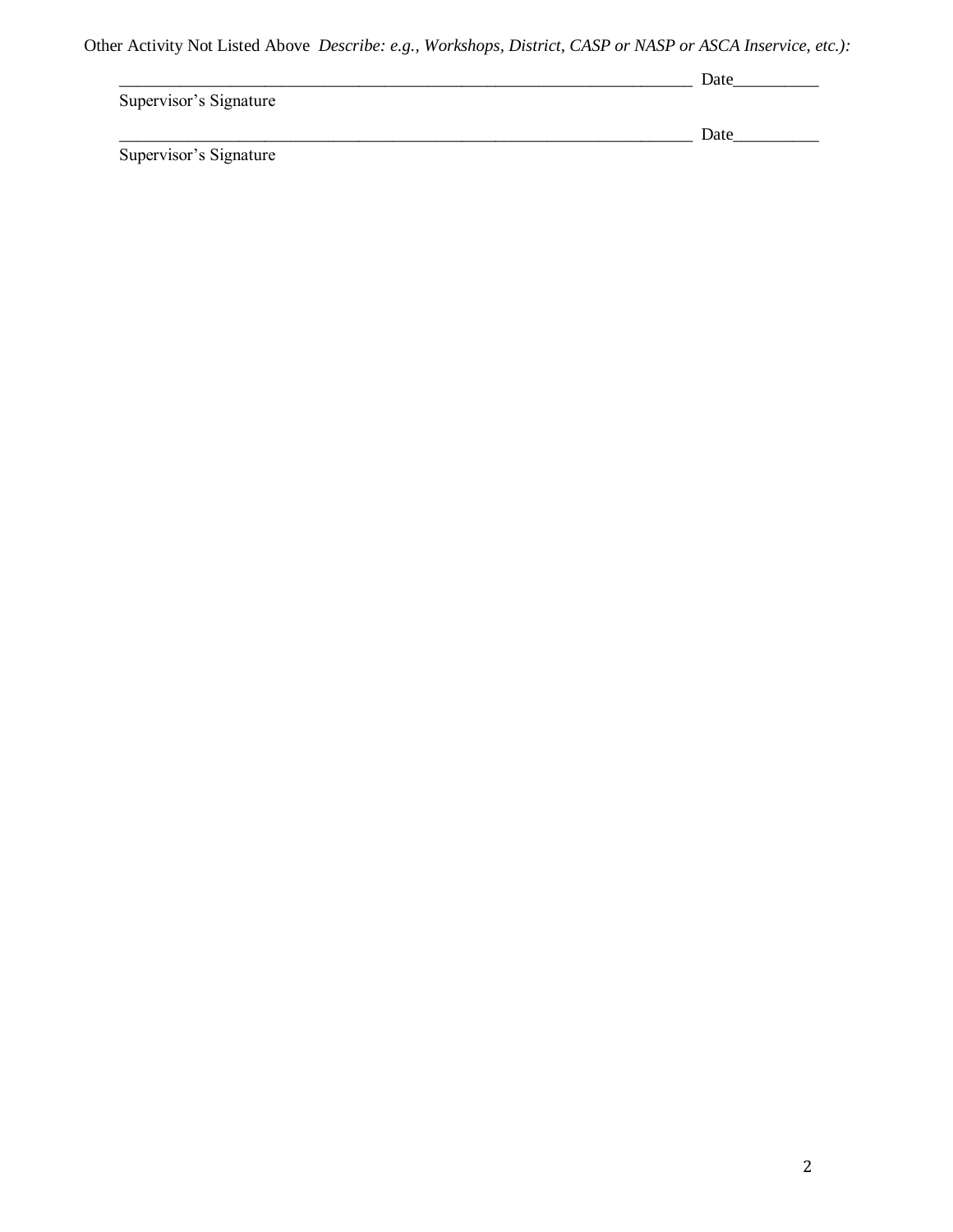Other Activity Not Listed Above *Describe: e.g., Workshops, District, CASP or NASP or ASCA Inservice, etc.):*

_______________________________________________________________________ Date__________

Supervisor's Signature

_______________________________________________________________________ Date__________

Supervisor's Signature